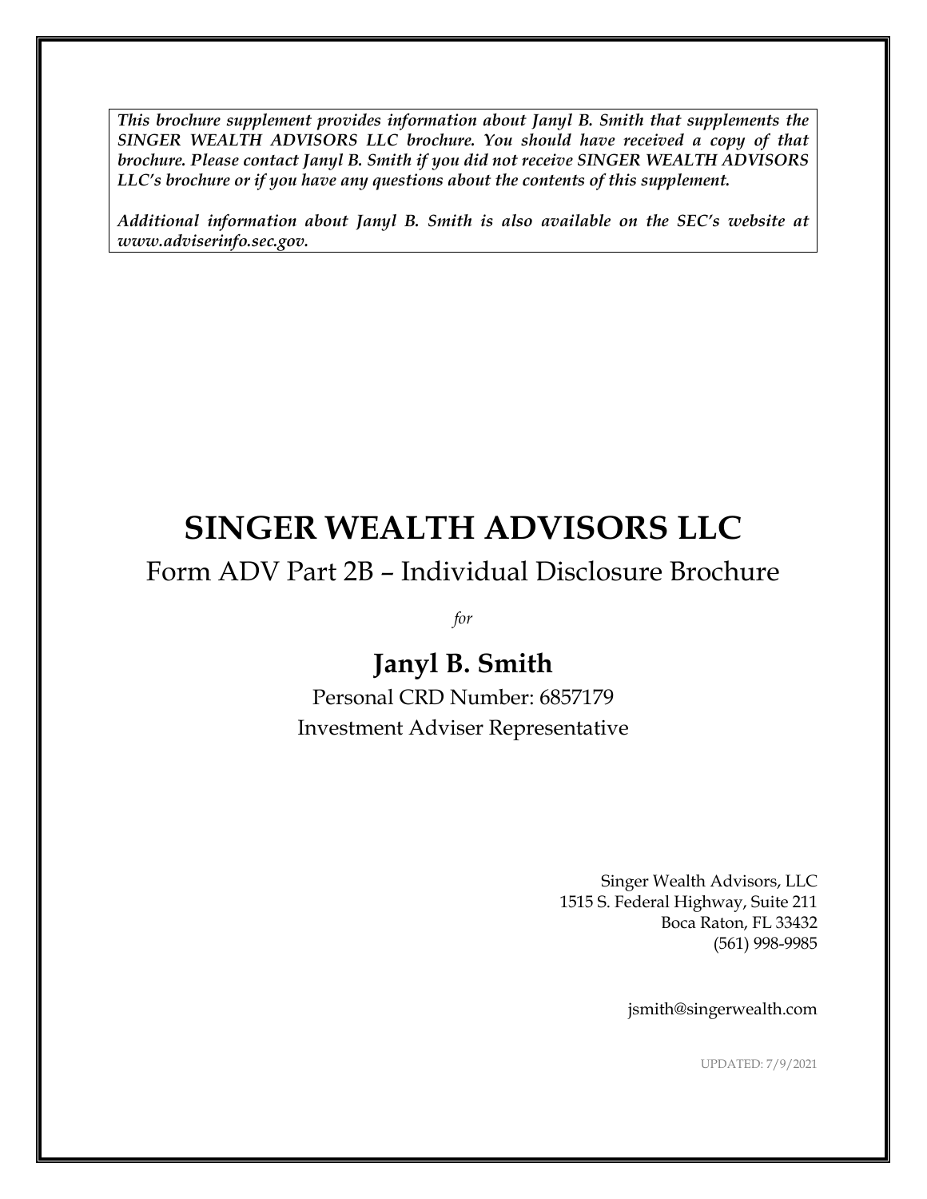***This brochure supplement provides information about Janyl B. Smith that supplements the SINGER WEALTH ADVISORS LLC brochure. You should have received a copy of that brochure. Please contact Janyl B. Smith if you did not receive SINGER WEALTH ADVISORS LLC's brochure or if you have any questions about the contents of this supplement.***

***Additional information about Janyl B. Smith is also available on the SEC's website at www.adviserinfo.sec.gov.***

# SINGER WEALTH ADVISORS LLC

## Form ADV Part 2B – Individual Disclosure Brochure

*for*

## Janyl B. Smith

Personal CRD Number: 6857179

Investment Adviser Representative

Singer Wealth Advisors, LLC
1515 S. Federal Highway, Suite 211
Boca Raton, FL 33432
(561) 998-9985

jsmith@singerwealth.com

UPDATED: 7/9/2021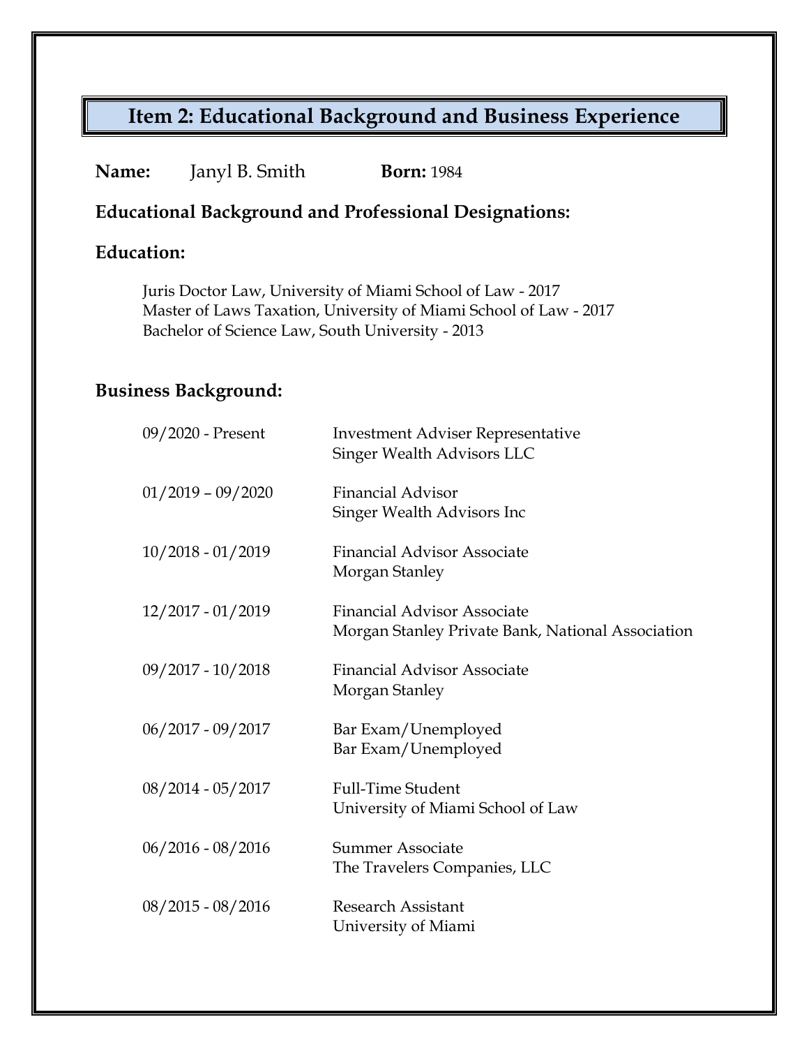## Item 2: Educational Background and Business Experience

**Name:** Janyl B. Smith **Born:** 1984

**Educational Background and Professional Designations:**

**Education:**

Juris Doctor Law, University of Miami School of Law - 2017
Master of Laws Taxation, University of Miami School of Law - 2017
Bachelor of Science Law, South University - 2013

**Business Background:**

| | |
|---|---|
| 09/2020 - Present | Investment Adviser Representative<br>Singer Wealth Advisors LLC |
| 01/2019 – 09/2020 | Financial Advisor<br>Singer Wealth Advisors Inc |
| 10/2018 - 01/2019 | Financial Advisor Associate<br>Morgan Stanley |
| 12/2017 - 01/2019 | Financial Advisor Associate<br>Morgan Stanley Private Bank, National Association |
| 09/2017 - 10/2018 | Financial Advisor Associate<br>Morgan Stanley |
| 06/2017 - 09/2017 | Bar Exam/Unemployed<br>Bar Exam/Unemployed |
| 08/2014 - 05/2017 | Full-Time Student<br>University of Miami School of Law |
| 06/2016 - 08/2016 | Summer Associate<br>The Travelers Companies, LLC |
| 08/2015 - 08/2016 | Research Assistant<br>University of Miami |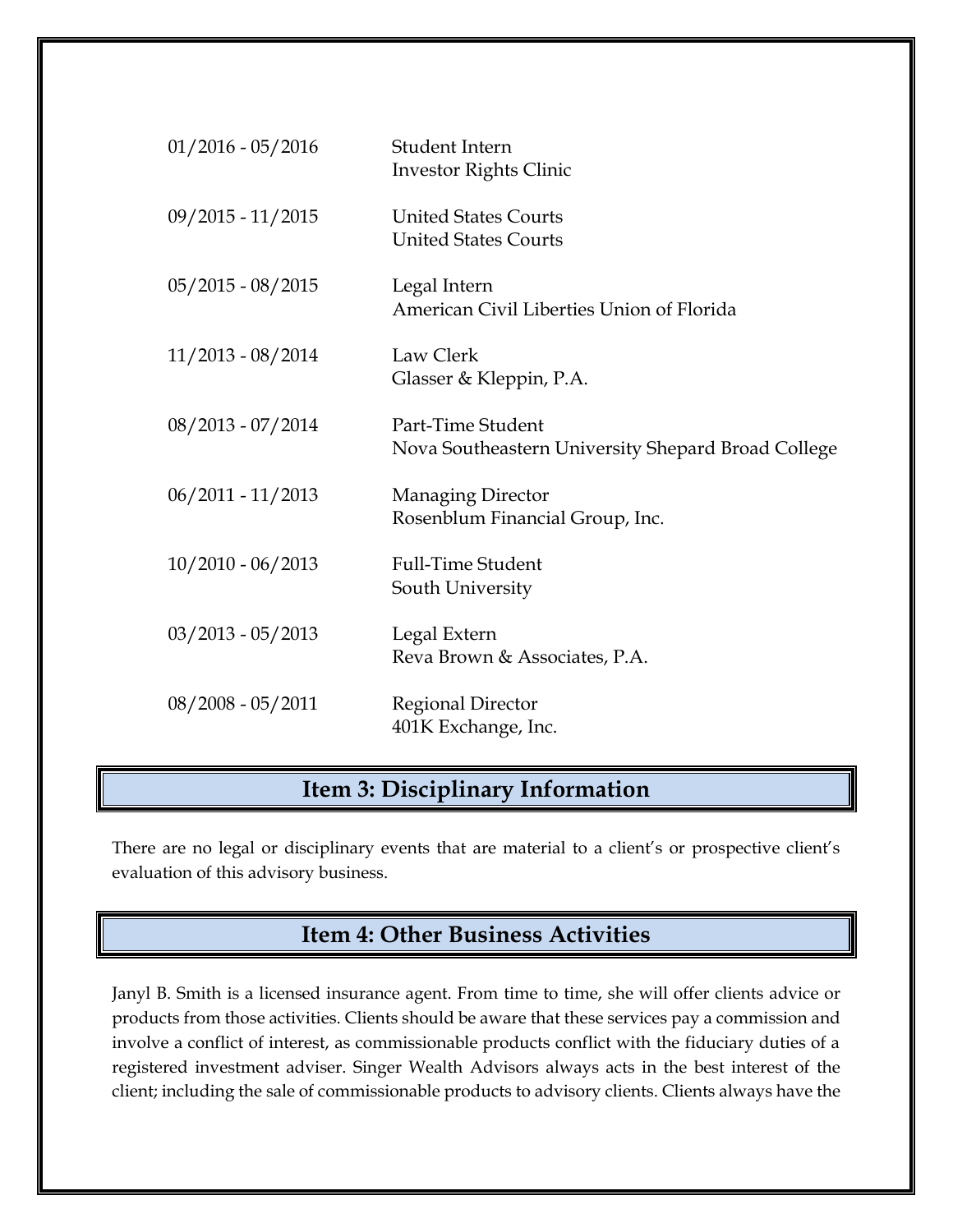| | |
|---|---|
| 01/2016 - 05/2016 | Student Intern<br>Investor Rights Clinic |
| 09/2015 - 11/2015 | United States Courts<br>United States Courts |
| 05/2015 - 08/2015 | Legal Intern<br>American Civil Liberties Union of Florida |
| 11/2013 - 08/2014 | Law Clerk<br>Glasser & Kleppin, P.A. |
| 08/2013 - 07/2014 | Part-Time Student<br>Nova Southeastern University Shepard Broad College |
| 06/2011 - 11/2013 | Managing Director<br>Rosenblum Financial Group, Inc. |
| 10/2010 - 06/2013 | Full-Time Student<br>South University |
| 03/2013 - 05/2013 | Legal Extern<br>Reva Brown & Associates, P.A. |
| 08/2008 - 05/2011 | Regional Director<br>401K Exchange, Inc. |

## Item 3: Disciplinary Information

There are no legal or disciplinary events that are material to a client's or prospective client's evaluation of this advisory business.

## Item 4: Other Business Activities

Janyl B. Smith is a licensed insurance agent. From time to time, she will offer clients advice or products from those activities. Clients should be aware that these services pay a commission and involve a conflict of interest, as commissionable products conflict with the fiduciary duties of a registered investment adviser. Singer Wealth Advisors always acts in the best interest of the client; including the sale of commissionable products to advisory clients. Clients always have the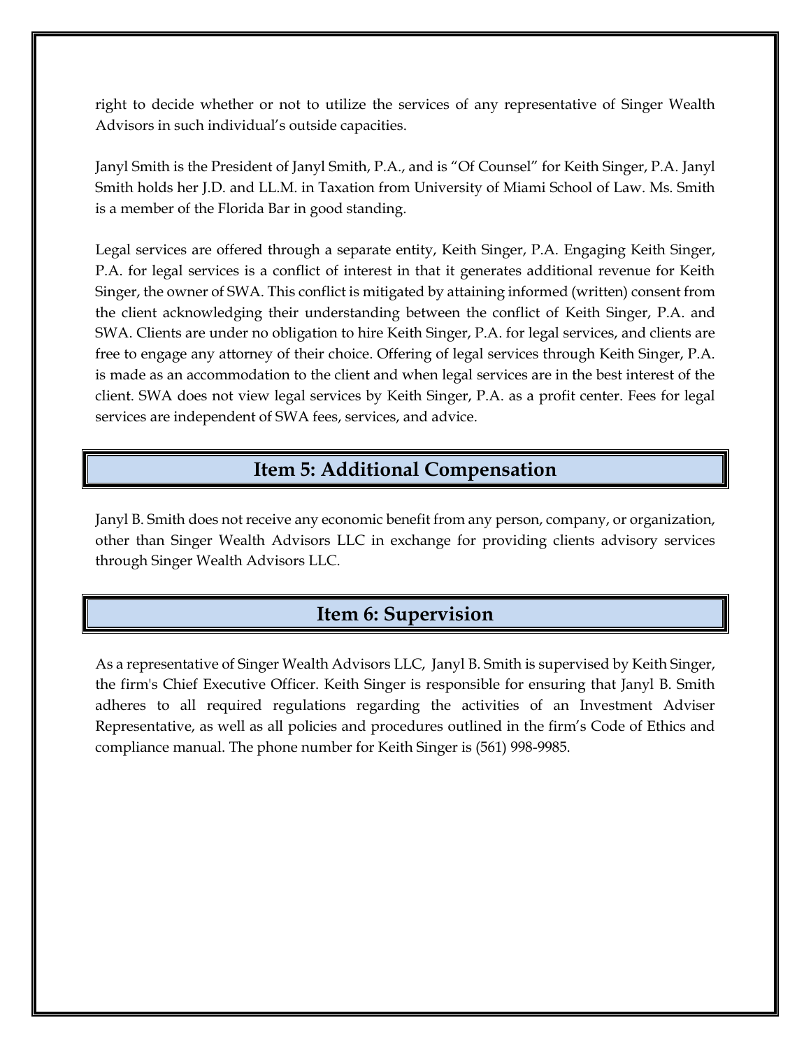right to decide whether or not to utilize the services of any representative of Singer Wealth Advisors in such individual's outside capacities.

Janyl Smith is the President of Janyl Smith, P.A., and is "Of Counsel" for Keith Singer, P.A. Janyl Smith holds her J.D. and LL.M. in Taxation from University of Miami School of Law. Ms. Smith is a member of the Florida Bar in good standing.

Legal services are offered through a separate entity, Keith Singer, P.A. Engaging Keith Singer, P.A. for legal services is a conflict of interest in that it generates additional revenue for Keith Singer, the owner of SWA. This conflict is mitigated by attaining informed (written) consent from the client acknowledging their understanding between the conflict of Keith Singer, P.A. and SWA. Clients are under no obligation to hire Keith Singer, P.A. for legal services, and clients are free to engage any attorney of their choice. Offering of legal services through Keith Singer, P.A. is made as an accommodation to the client and when legal services are in the best interest of the client. SWA does not view legal services by Keith Singer, P.A. as a profit center. Fees for legal services are independent of SWA fees, services, and advice.

## Item 5: Additional Compensation

Janyl B. Smith does not receive any economic benefit from any person, company, or organization, other than Singer Wealth Advisors LLC in exchange for providing clients advisory services through Singer Wealth Advisors LLC.

## Item 6: Supervision

As a representative of Singer Wealth Advisors LLC, Janyl B. Smith is supervised by Keith Singer, the firm's Chief Executive Officer. Keith Singer is responsible for ensuring that Janyl B. Smith adheres to all required regulations regarding the activities of an Investment Adviser Representative, as well as all policies and procedures outlined in the firm's Code of Ethics and compliance manual. The phone number for Keith Singer is (561) 998-9985.